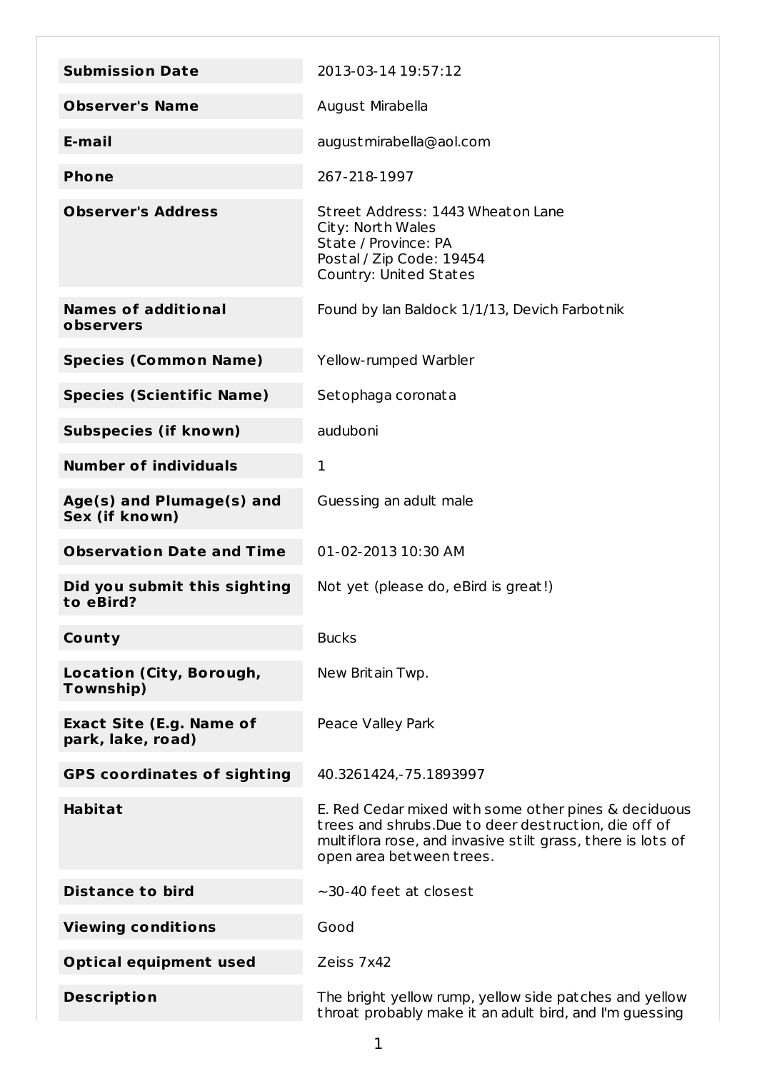| | |
|---|---|
| **Submission Date** | 2013-03-14 19:57:12 |
| **Observer's Name** | August Mirabella |
| **E-mail** | augustmirabella@aol.com |
| **Phone** | 267-218-1997 |
| **Observer's Address** | Street Address: 1443 Wheaton Lane<br>City: North Wales<br>State / Province: PA<br>Postal / Zip Code: 19454<br>Country: United States |
| **Names of additional observers** | Found by Ian Baldock 1/1/13, Devich Farbotnik |
| **Species (Common Name)** | Yellow-rumped Warbler |
| **Species (Scientific Name)** | Setophaga coronata |
| **Subspecies (if known)** | auduboni |
| **Number of individuals** | 1 |
| **Age(s) and Plumage(s) and Sex (if known)** | Guessing an adult male |
| **Observation Date and Time** | 01-02-2013 10:30 AM |
| **Did you submit this sighting to eBird?** | Not yet (please do, eBird is great!) |
| **County** | Bucks |
| **Location (City, Borough, Township)** | New Britain Twp. |
| **Exact Site (E.g. Name of park, lake, road)** | Peace Valley Park |
| **GPS coordinates of sighting** | 40.3261424,-75.1893997 |
| **Habitat** | E. Red Cedar mixed with some other pines & deciduous trees and shrubs.Due to deer destruction, die off of multiflora rose, and invasive stilt grass, there is lots of open area between trees. |
| **Distance to bird** | ~30-40 feet at closest |
| **Viewing conditions** | Good |
| **Optical equipment used** | Zeiss 7x42 |
| **Description** | The bright yellow rump, yellow side patches and yellow throat probably make it an adult bird, and I'm guessing |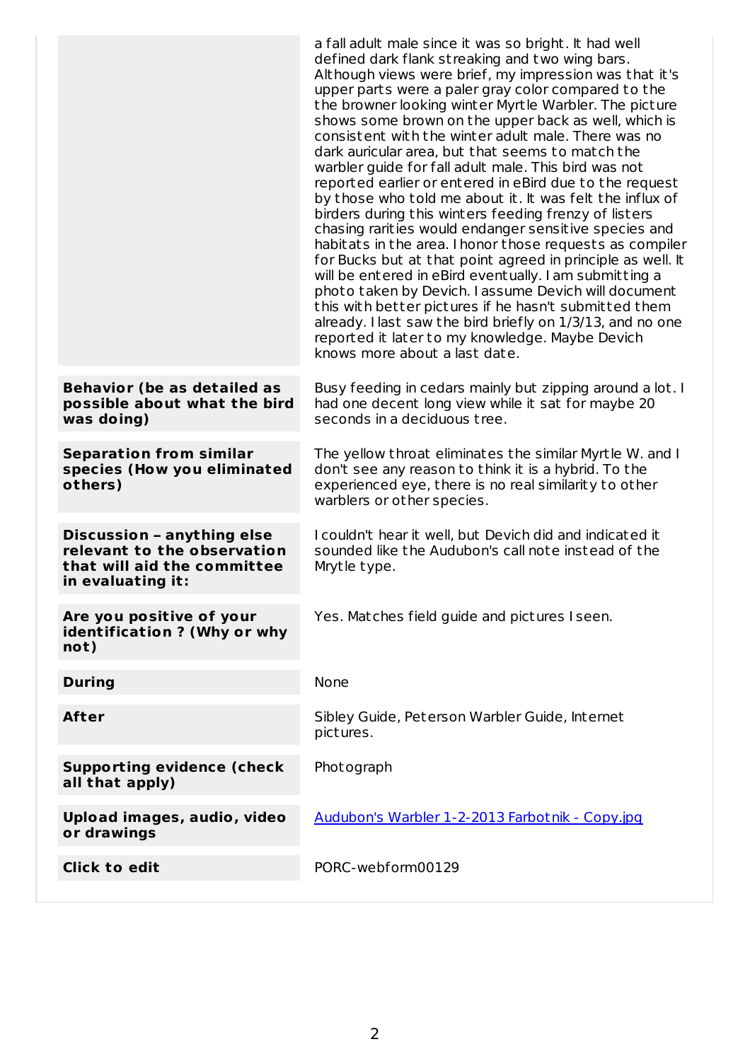| | |
|---|---|
| | a fall adult male since it was so bright. It had well defined dark flank streaking and two wing bars. Although views were brief, my impression was that it's upper parts were a paler gray color compared to the the browner looking winter Myrtle Warbler. The picture shows some brown on the upper back as well, which is consistent with the winter adult male. There was no dark auricular area, but that seems to match the warbler guide for fall adult male. This bird was not reported earlier or entered in eBird due to the request by those who told me about it. It was felt the influx of birders during this winters feeding frenzy of listers chasing rarities would endanger sensitive species and habitats in the area. I honor those requests as compiler for Bucks but at that point agreed in principle as well. It will be entered in eBird eventually. I am submitting a photo taken by Devich. I assume Devich will document this with better pictures if he hasn't submitted them already. I last saw the bird briefly on 1/3/13, and no one reported it later to my knowledge. Maybe Devich knows more about a last date. |
| **Behavior (be as detailed as possible about what the bird was doing)** | Busy feeding in cedars mainly but zipping around a lot. I had one decent long view while it sat for maybe 20 seconds in a deciduous tree. |
| **Separation from similar species (How you eliminated others)** | The yellow throat eliminates the similar Myrtle W. and I don't see any reason to think it is a hybrid. To the experienced eye, there is no real similarity to other warblers or other species. |
| **Discussion – anything else relevant to the observation that will aid the committee in evaluating it:** | I couldn't hear it well, but Devich did and indicated it sounded like the Audubon's call note instead of the Mrytle type. |
| **Are you positive of your identification ? (Why or why not)** | Yes. Matches field guide and pictures I seen. |
| **During** | None |
| **After** | Sibley Guide, Peterson Warbler Guide, Internet pictures. |
| **Supporting evidence (check all that apply)** | Photograph |
| **Upload images, audio, video or drawings** | Audubon's Warbler 1-2-2013 Farbotnik - Copy.jpg |
| **Click to edit** | PORC-webform00129 |